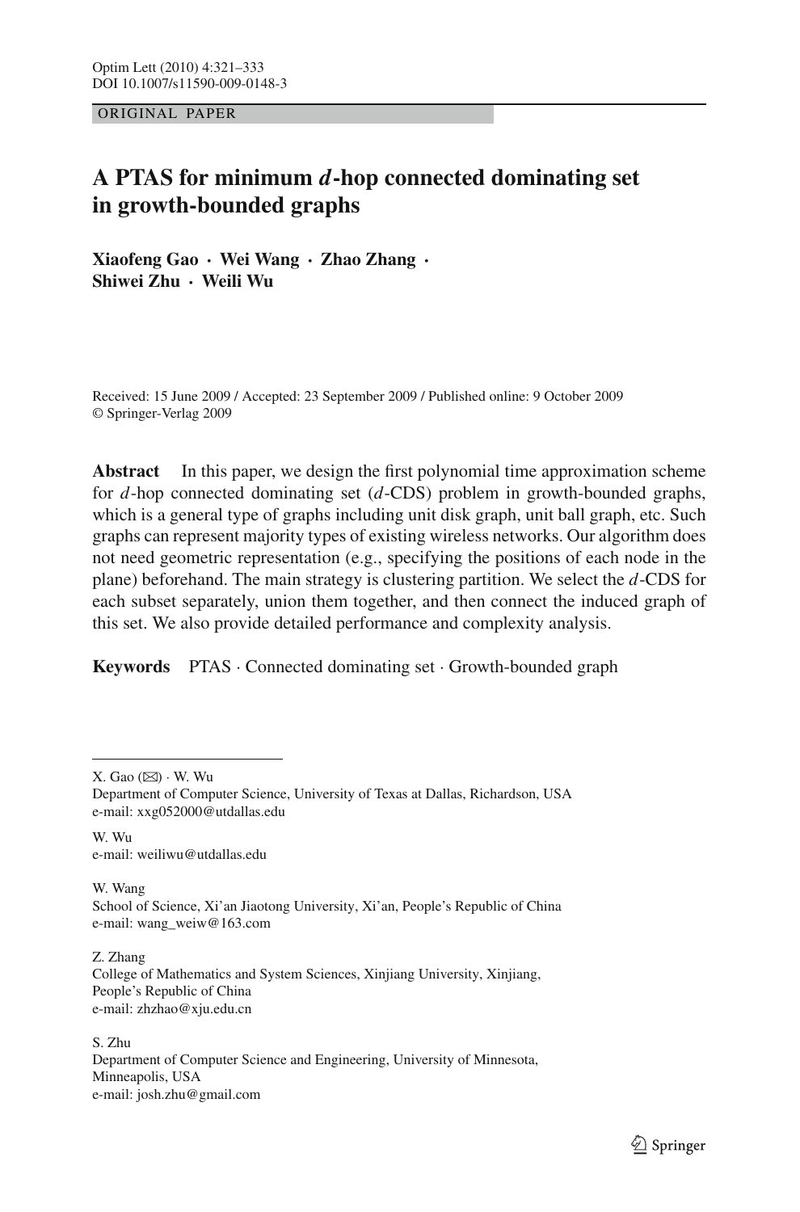ORIGINAL PAPER

# A PTAS for minimum $d$-hop connected dominating set in growth-bounded graphs

**Xiaofeng Gao · Wei Wang · Zhao Zhang · Shiwei Zhu · Weili Wu**

Received: 15 June 2009 / Accepted: 23 September 2009 / Published online: 9 October 2009
© Springer-Verlag 2009

**Abstract** In this paper, we design the first polynomial time approximation scheme for $d$-hop connected dominating set ($d$-CDS) problem in growth-bounded graphs, which is a general type of graphs including unit disk graph, unit ball graph, etc. Such graphs can represent majority types of existing wireless networks. Our algorithm does not need geometric representation (e.g., specifying the positions of each node in the plane) beforehand. The main strategy is clustering partition. We select the $d$-CDS for each subset separately, union them together, and then connect the induced graph of this set. We also provide detailed performance and complexity analysis.

**Keywords** PTAS · Connected dominating set · Growth-bounded graph

---

X. Gao (✉) · W. Wu
Department of Computer Science, University of Texas at Dallas, Richardson, USA
e-mail: xxg052000@utdallas.edu

W. Wu
e-mail: weiliwu@utdallas.edu

W. Wang
School of Science, Xi'an Jiaotong University, Xi'an, People's Republic of China
e-mail: wang_weiw@163.com

Z. Zhang
College of Mathematics and System Sciences, Xinjiang University, Xinjiang, People's Republic of China
e-mail: zhzhao@xju.edu.cn

S. Zhu
Department of Computer Science and Engineering, University of Minnesota, Minneapolis, USA
e-mail: josh.zhu@gmail.com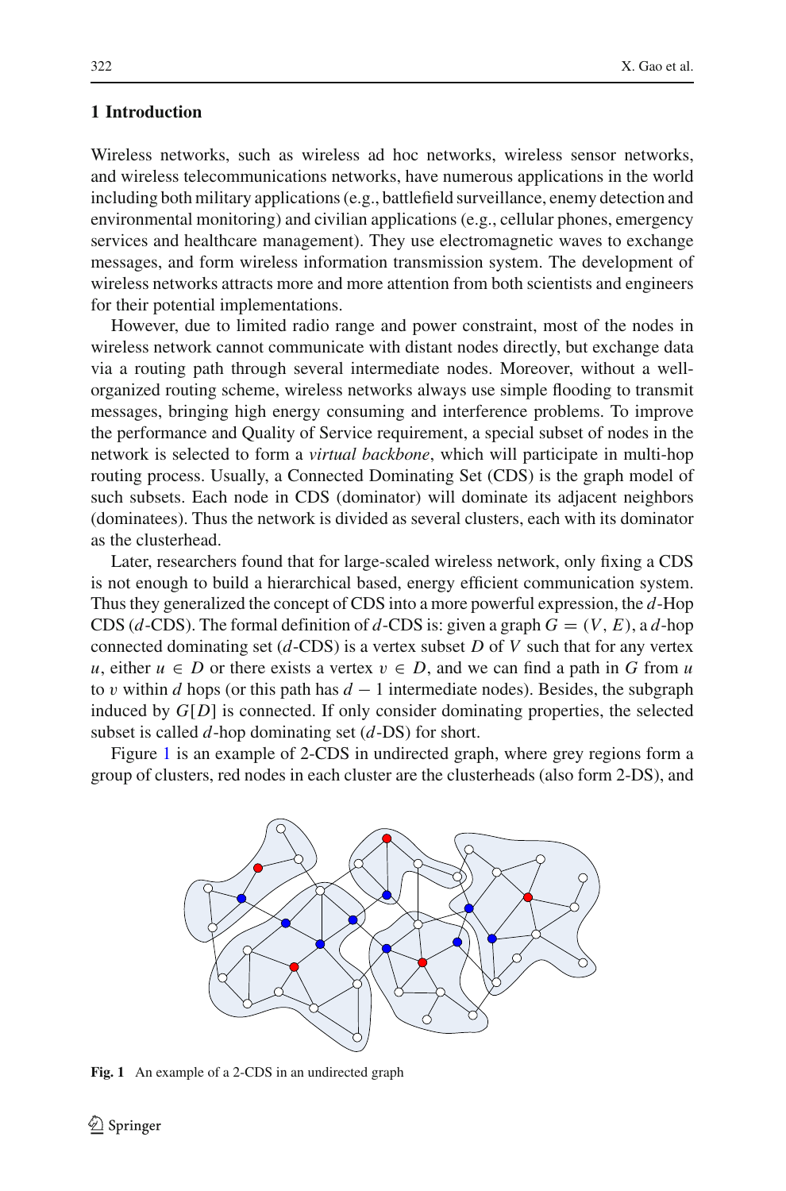## 1 Introduction

Wireless networks, such as wireless ad hoc networks, wireless sensor networks, and wireless telecommunications networks, have numerous applications in the world including both military applications (e.g., battlefield surveillance, enemy detection and environmental monitoring) and civilian applications (e.g., cellular phones, emergency services and healthcare management). They use electromagnetic waves to exchange messages, and form wireless information transmission system. The development of wireless networks attracts more and more attention from both scientists and engineers for their potential implementations.

However, due to limited radio range and power constraint, most of the nodes in wireless network cannot communicate with distant nodes directly, but exchange data via a routing path through several intermediate nodes. Moreover, without a well-organized routing scheme, wireless networks always use simple flooding to transmit messages, bringing high energy consuming and interference problems. To improve the performance and Quality of Service requirement, a special subset of nodes in the network is selected to form a *virtual backbone*, which will participate in multi-hop routing process. Usually, a Connected Dominating Set (CDS) is the graph model of such subsets. Each node in CDS (dominator) will dominate its adjacent neighbors (dominatees). Thus the network is divided as several clusters, each with its dominator as the clusterhead.

Later, researchers found that for large-scaled wireless network, only fixing a CDS is not enough to build a hierarchical based, energy efficient communication system. Thus they generalized the concept of CDS into a more powerful expression, the $d$-Hop CDS ($d$-CDS). The formal definition of $d$-CDS is: given a graph $G = (V, E)$, a $d$-hop connected dominating set ($d$-CDS) is a vertex subset $D$ of $V$ such that for any vertex $u$, either $u \in D$ or there exists a vertex $v \in D$, and we can find a path in $G$ from $u$ to $v$ within $d$ hops (or this path has $d - 1$ intermediate nodes). Besides, the subgraph induced by $G[D]$ is connected. If only consider dominating properties, the selected subset is called $d$-hop dominating set ($d$-DS) for short.

Figure 1 is an example of 2-CDS in undirected graph, where grey regions form a group of clusters, red nodes in each cluster are the clusterheads (also form 2-DS), and

**Fig. 1** An example of a 2-CDS in an undirected graph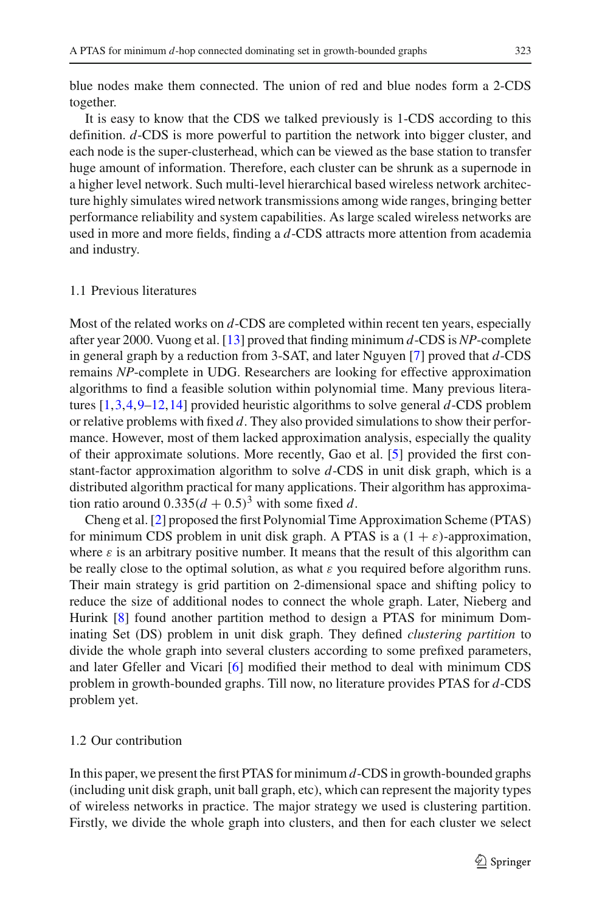blue nodes make them connected. The union of red and blue nodes form a 2-CDS together.

It is easy to know that the CDS we talked previously is 1-CDS according to this definition. $d$-CDS is more powerful to partition the network into bigger cluster, and each node is the super-clusterhead, which can be viewed as the base station to transfer huge amount of information. Therefore, each cluster can be shrunk as a supernode in a higher level network. Such multi-level hierarchical based wireless network architecture highly simulates wired network transmissions among wide ranges, bringing better performance reliability and system capabilities. As large scaled wireless networks are used in more and more fields, finding a $d$-CDS attracts more attention from academia and industry.

### 1.1 Previous literatures

Most of the related works on $d$-CDS are completed within recent ten years, especially after year 2000. Vuong et al. [13] proved that finding minimum $d$-CDS is *NP*-complete in general graph by a reduction from 3-SAT, and later Nguyen [7] proved that $d$-CDS remains *NP*-complete in UDG. Researchers are looking for effective approximation algorithms to find a feasible solution within polynomial time. Many previous literatures [1,3,4,9–12,14] provided heuristic algorithms to solve general $d$-CDS problem or relative problems with fixed $d$. They also provided simulations to show their performance. However, most of them lacked approximation analysis, especially the quality of their approximate solutions. More recently, Gao et al. [5] provided the first constant-factor approximation algorithm to solve $d$-CDS in unit disk graph, which is a distributed algorithm practical for many applications. Their algorithm has approximation ratio around $0.335(d + 0.5)^3$ with some fixed $d$.

Cheng et al. [2] proposed the first Polynomial Time Approximation Scheme (PTAS) for minimum CDS problem in unit disk graph. A PTAS is a $(1 + \varepsilon)$-approximation, where $\varepsilon$ is an arbitrary positive number. It means that the result of this algorithm can be really close to the optimal solution, as what $\varepsilon$ you required before algorithm runs. Their main strategy is grid partition on 2-dimensional space and shifting policy to reduce the size of additional nodes to connect the whole graph. Later, Nieberg and Hurink [8] found another partition method to design a PTAS for minimum Dominating Set (DS) problem in unit disk graph. They defined *clustering partition* to divide the whole graph into several clusters according to some prefixed parameters, and later Gfeller and Vicari [6] modified their method to deal with minimum CDS problem in growth-bounded graphs. Till now, no literature provides PTAS for $d$-CDS problem yet.

### 1.2 Our contribution

In this paper, we present the first PTAS for minimum $d$-CDS in growth-bounded graphs (including unit disk graph, unit ball graph, etc), which can represent the majority types of wireless networks in practice. The major strategy we used is clustering partition. Firstly, we divide the whole graph into clusters, and then for each cluster we select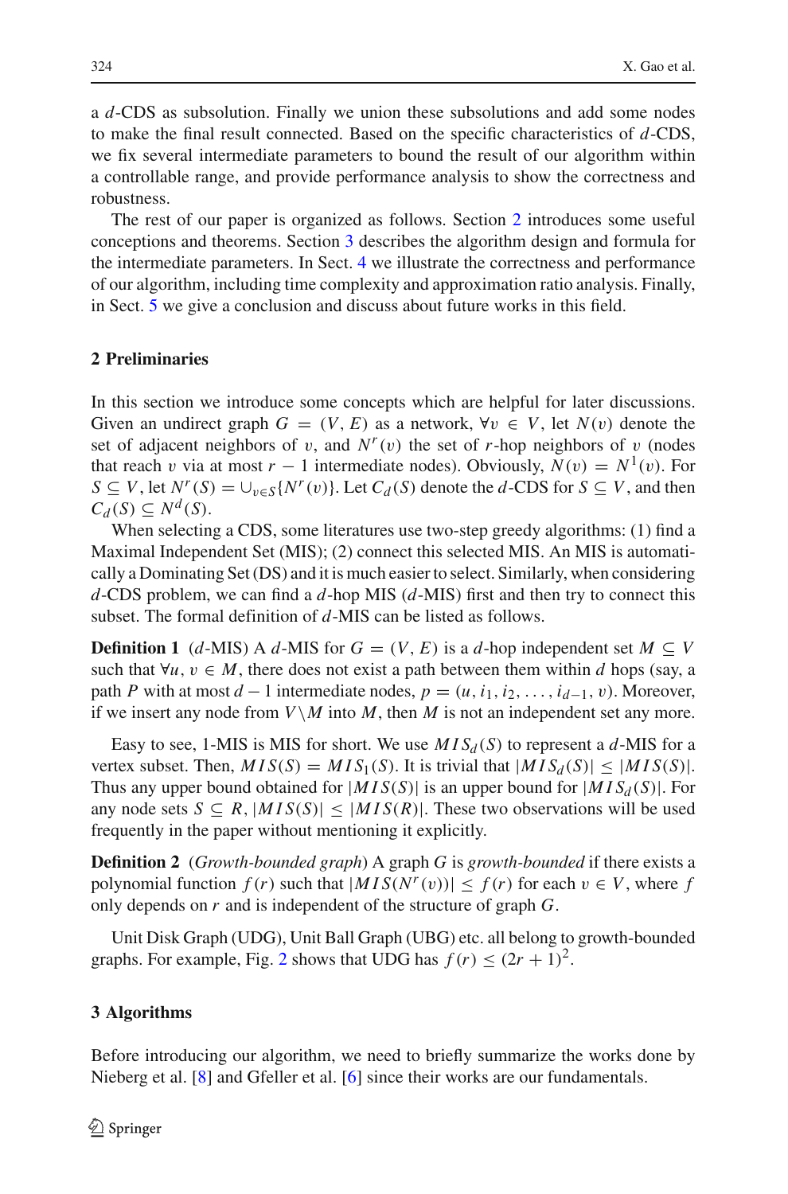a $d$-CDS as subsolution. Finally we union these subsolutions and add some nodes to make the final result connected. Based on the specific characteristics of $d$-CDS, we fix several intermediate parameters to bound the result of our algorithm within a controllable range, and provide performance analysis to show the correctness and robustness.

The rest of our paper is organized as follows. Section 2 introduces some useful conceptions and theorems. Section 3 describes the algorithm design and formula for the intermediate parameters. In Sect. 4 we illustrate the correctness and performance of our algorithm, including time complexity and approximation ratio analysis. Finally, in Sect. 5 we give a conclusion and discuss about future works in this field.

## 2 Preliminaries

In this section we introduce some concepts which are helpful for later discussions. Given an undirect graph $G = (V, E)$ as a network, $\forall v \in V$, let $N(v)$ denote the set of adjacent neighbors of $v$, and $N^r(v)$ the set of $r$-hop neighbors of $v$ (nodes that reach $v$ via at most $r-1$ intermediate nodes). Obviously, $N(v) = N^1(v)$. For $S \subseteq V$, let $N^r(S) = \cup_{v\in S}\{N^r(v)\}$. Let $C_d(S)$ denote the $d$-CDS for $S \subseteq V$, and then $C_d(S) \subseteq N^d(S)$.

When selecting a CDS, some literatures use two-step greedy algorithms: (1) find a Maximal Independent Set (MIS); (2) connect this selected MIS. An MIS is automatically a Dominating Set (DS) and it is much easier to select. Similarly, when considering $d$-CDS problem, we can find a $d$-hop MIS ($d$-MIS) first and then try to connect this subset. The formal definition of $d$-MIS can be listed as follows.

**Definition 1** ($d$-MIS) A $d$-MIS for $G = (V, E)$ is a $d$-hop independent set $M \subseteq V$ such that $\forall u, v \in M$, there does not exist a path between them within $d$ hops (say, a path $P$ with at most $d-1$ intermediate nodes, $p = (u, i_1, i_2, \ldots, i_{d-1}, v)$. Moreover, if we insert any node from $V \backslash M$ into $M$, then $M$ is not an independent set any more.

Easy to see, 1-MIS is MIS for short. We use $MIS_d(S)$ to represent a $d$-MIS for a vertex subset. Then, $MIS(S) = MIS_1(S)$. It is trivial that $|MIS_d(S)| \leq |MIS(S)|$. Thus any upper bound obtained for $|MIS(S)|$ is an upper bound for $|MIS_d(S)|$. For any node sets $S \subseteq R$, $|MIS(S)| \leq |MIS(R)|$. These two observations will be used frequently in the paper without mentioning it explicitly.

**Definition 2** (*Growth-bounded graph*) A graph $G$ is *growth-bounded* if there exists a polynomial function $f(r)$ such that $|MIS(N^r(v))| \leq f(r)$ for each $v \in V$, where $f$ only depends on $r$ and is independent of the structure of graph $G$.

Unit Disk Graph (UDG), Unit Ball Graph (UBG) etc. all belong to growth-bounded graphs. For example, Fig. 2 shows that UDG has $f(r) \leq (2r+1)^2$.

## 3 Algorithms

Before introducing our algorithm, we need to briefly summarize the works done by Nieberg et al. [8] and Gfeller et al. [6] since their works are our fundamentals.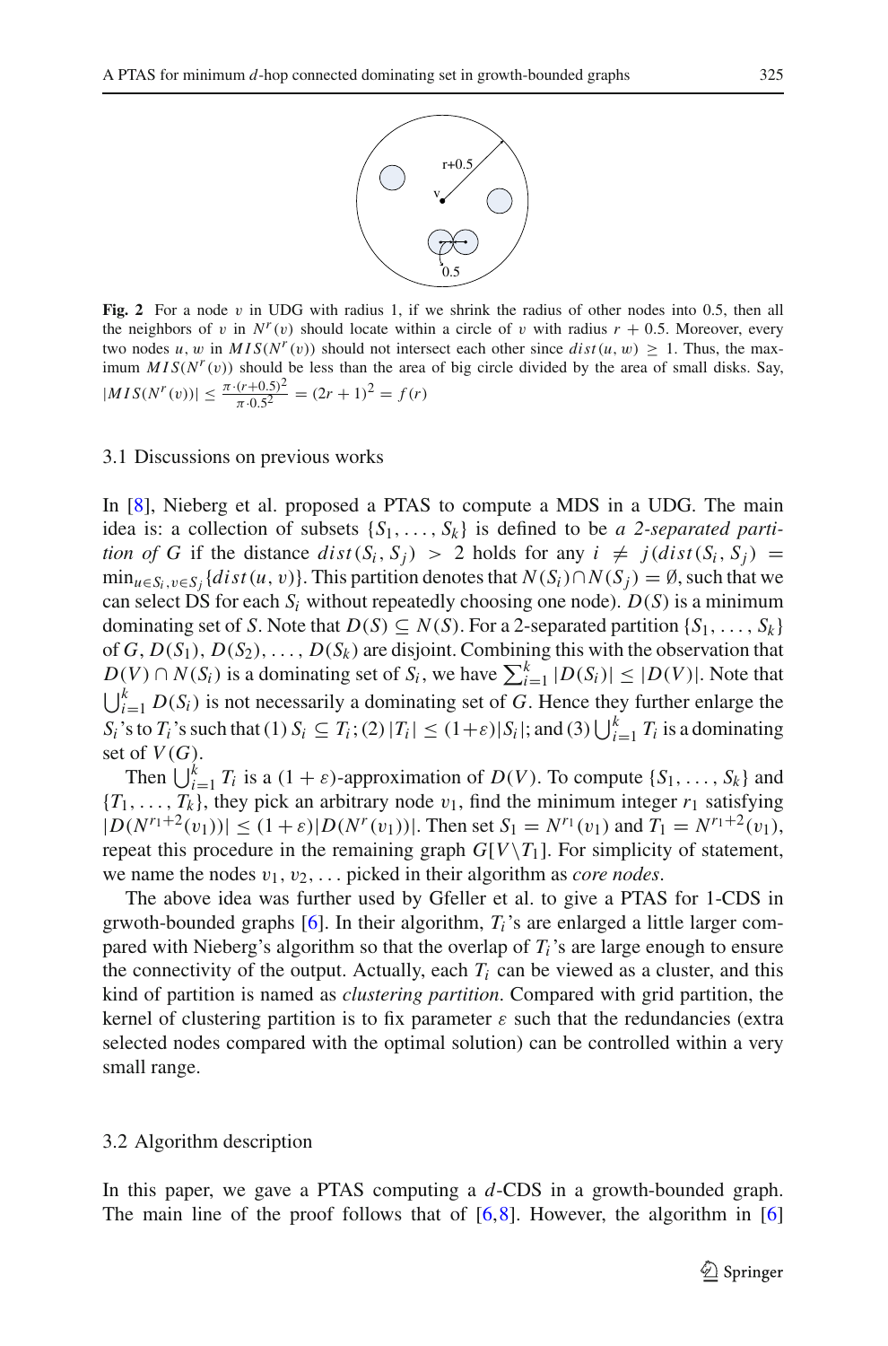r+0.5

v

0.5

**Fig. 2** For a node $v$ in UDG with radius 1, if we shrink the radius of other nodes into 0.5, then all the neighbors of $v$ in $N^r(v)$ should locate within a circle of $v$ with radius $r + 0.5$. Moreover, every two nodes $u, w$ in $MIS(N^r(v))$ should not intersect each other since $dist(u, w) \geq 1$. Thus, the maximum $MIS(N^r(v))$ should be less than the area of big circle divided by the area of small disks. Say, $|MIS(N^r(v))| \leq \frac{\pi \cdot (r+0.5)^2}{\pi \cdot 0.5^2} = (2r + 1)^2 = f(r)$

### 3.1 Discussions on previous works

In [8], Nieberg et al. proposed a PTAS to compute a MDS in a UDG. The main idea is: a collection of subsets $\{S_1, \ldots, S_k\}$ is defined to be *a 2-separated partition of G* if the distance $dist(S_i, S_j) > 2$ holds for any $i \neq j (dist(S_i, S_j) = \min_{u \in S_i, v \in S_j}\{dist(u, v)\}$. This partition denotes that $N(S_i) \cap N(S_j) = \emptyset$, such that we can select DS for each $S_i$ without repeatedly choosing one node). $D(S)$ is a minimum dominating set of $S$. Note that $D(S) \subseteq N(S)$. For a 2-separated partition $\{S_1, \ldots, S_k\}$ of $G$, $D(S_1), D(S_2), \ldots, D(S_k)$ are disjoint. Combining this with the observation that $D(V) \cap N(S_i)$ is a dominating set of $S_i$, we have $\sum_{i=1}^{k} |D(S_i)| \leq |D(V)|$. Note that $\bigcup_{i=1}^{k} D(S_i)$ is not necessarily a dominating set of $G$. Hence they further enlarge the $S_i$'s to $T_i$'s such that (1) $S_i \subseteq T_i$; (2) $|T_i| \leq (1+\varepsilon)|S_i|$; and (3) $\bigcup_{i=1}^{k} T_i$ is a dominating set of $V(G)$.

Then $\bigcup_{i=1}^{k} T_i$ is a $(1 + \varepsilon)$-approximation of $D(V)$. To compute $\{S_1, \ldots, S_k\}$ and $\{T_1, \ldots, T_k\}$, they pick an arbitrary node $v_1$, find the minimum integer $r_1$ satisfying $|D(N^{r_1+2}(v_1))| \leq (1+\varepsilon)|D(N^{r_1}(v_1))|$. Then set $S_1 = N^{r_1}(v_1)$ and $T_1 = N^{r_1+2}(v_1)$, repeat this procedure in the remaining graph $G[V \backslash T_1]$. For simplicity of statement, we name the nodes $v_1, v_2, \ldots$ picked in their algorithm as *core nodes*.

The above idea was further used by Gfeller et al. to give a PTAS for 1-CDS in grwoth-bounded graphs [6]. In their algorithm, $T_i$'s are enlarged a little larger compared with Nieberg's algorithm so that the overlap of $T_i$'s are large enough to ensure the connectivity of the output. Actually, each $T_i$ can be viewed as a cluster, and this kind of partition is named as *clustering partition*. Compared with grid partition, the kernel of clustering partition is to fix parameter $\varepsilon$ such that the redundancies (extra selected nodes compared with the optimal solution) can be controlled within a very small range.

### 3.2 Algorithm description

In this paper, we gave a PTAS computing a $d$-CDS in a growth-bounded graph. The main line of the proof follows that of [6,8]. However, the algorithm in [6]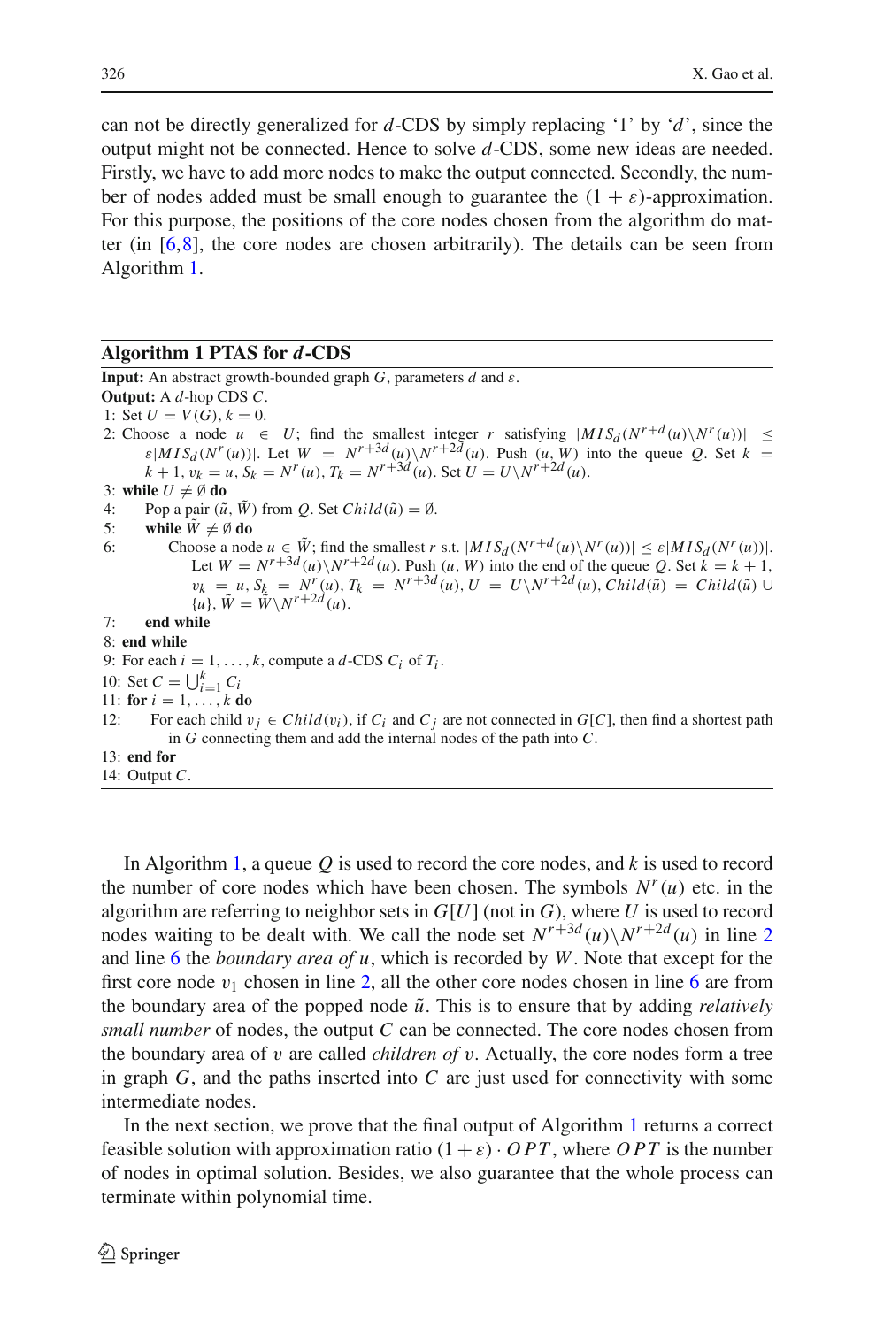can not be directly generalized for $d$-CDS by simply replacing '1' by '$d$', since the output might not be connected. Hence to solve $d$-CDS, some new ideas are needed. Firstly, we have to add more nodes to make the output connected. Secondly, the number of nodes added must be small enough to guarantee the $(1+\varepsilon)$-approximation. For this purpose, the positions of the core nodes chosen from the algorithm do matter (in [6,8], the core nodes are chosen arbitrarily). The details can be seen from Algorithm 1.

---

**Algorithm 1 PTAS for $d$-CDS**

---

**Input:** An abstract growth-bounded graph $G$, parameters $d$ and $\varepsilon$.
**Output:** A $d$-hop CDS $C$.

1: Set $U = V(G)$, $k = 0$.
2: Choose a node $u \in U$; find the smallest integer $r$ satisfying $|MIS_d(N^{r+d}(u)\backslash N^r(u))| \leq \varepsilon|MIS_d(N^r(u))|$. Let $W = N^{r+3d}(u)\backslash N^{r+2d}(u)$. Push $(u, W)$ into the queue $Q$. Set $k = k+1$, $v_k = u$, $S_k = N^r(u)$, $T_k = N^{r+3d}(u)$. Set $U = U\backslash N^{r+2d}(u)$.
3: **while** $U \neq \emptyset$ **do**
4: Pop a pair $(\tilde{u}, \tilde{W})$ from $Q$. Set $Child(\tilde{u}) = \emptyset$.
5: **while** $\tilde{W} \neq \emptyset$ **do**
6: Choose a node $u \in \tilde{W}$; find the smallest $r$ s.t. $|MIS_d(N^{r+d}(u)\backslash N^r(u))| \leq \varepsilon|MIS_d(N^r(u))|$. Let $W = N^{r+3d}(u)\backslash N^{r+2d}(u)$. Push $(u, W)$ into the end of the queue $Q$. Set $k = k+1$, $v_k = u$, $S_k = N^r(u)$, $T_k = N^{r+3d}(u)$, $U = U\backslash N^{r+2d}(u)$, $Child(\tilde{u}) = Child(\tilde{u}) \cup \{u\}$, $\tilde{W} = \tilde{W}\backslash N^{r+2d}(u)$.
7: **end while**
8: **end while**
9: For each $i = 1, \ldots, k$, compute a $d$-CDS $C_i$ of $T_i$.
10: Set $C = \bigcup_{i=1}^{k} C_i$
11: **for** $i = 1, \ldots, k$ **do**
12: For each child $v_j \in Child(v_i)$, if $C_i$ and $C_j$ are not connected in $G[C]$, then find a shortest path in $G$ connecting them and add the internal nodes of the path into $C$.
13: **end for**
14: Output $C$.

---

In Algorithm 1, a queue $Q$ is used to record the core nodes, and $k$ is used to record the number of core nodes which have been chosen. The symbols $N^r(u)$ etc. in the algorithm are referring to neighbor sets in $G[U]$ (not in $G$), where $U$ is used to record nodes waiting to be dealt with. We call the node set $N^{r+3d}(u)\backslash N^{r+2d}(u)$ in line 2 and line 6 the *boundary area of* $u$, which is recorded by $W$. Note that except for the first core node $v_1$ chosen in line 2, all the other core nodes chosen in line 6 are from the boundary area of the popped node $\tilde{u}$. This is to ensure that by adding *relatively small number* of nodes, the output $C$ can be connected. The core nodes chosen from the boundary area of $v$ are called *children of* $v$. Actually, the core nodes form a tree in graph $G$, and the paths inserted into $C$ are just used for connectivity with some intermediate nodes.

In the next section, we prove that the final output of Algorithm 1 returns a correct feasible solution with approximation ratio $(1+\varepsilon)\cdot OPT$, where $OPT$ is the number of nodes in optimal solution. Besides, we also guarantee that the whole process can terminate within polynomial time.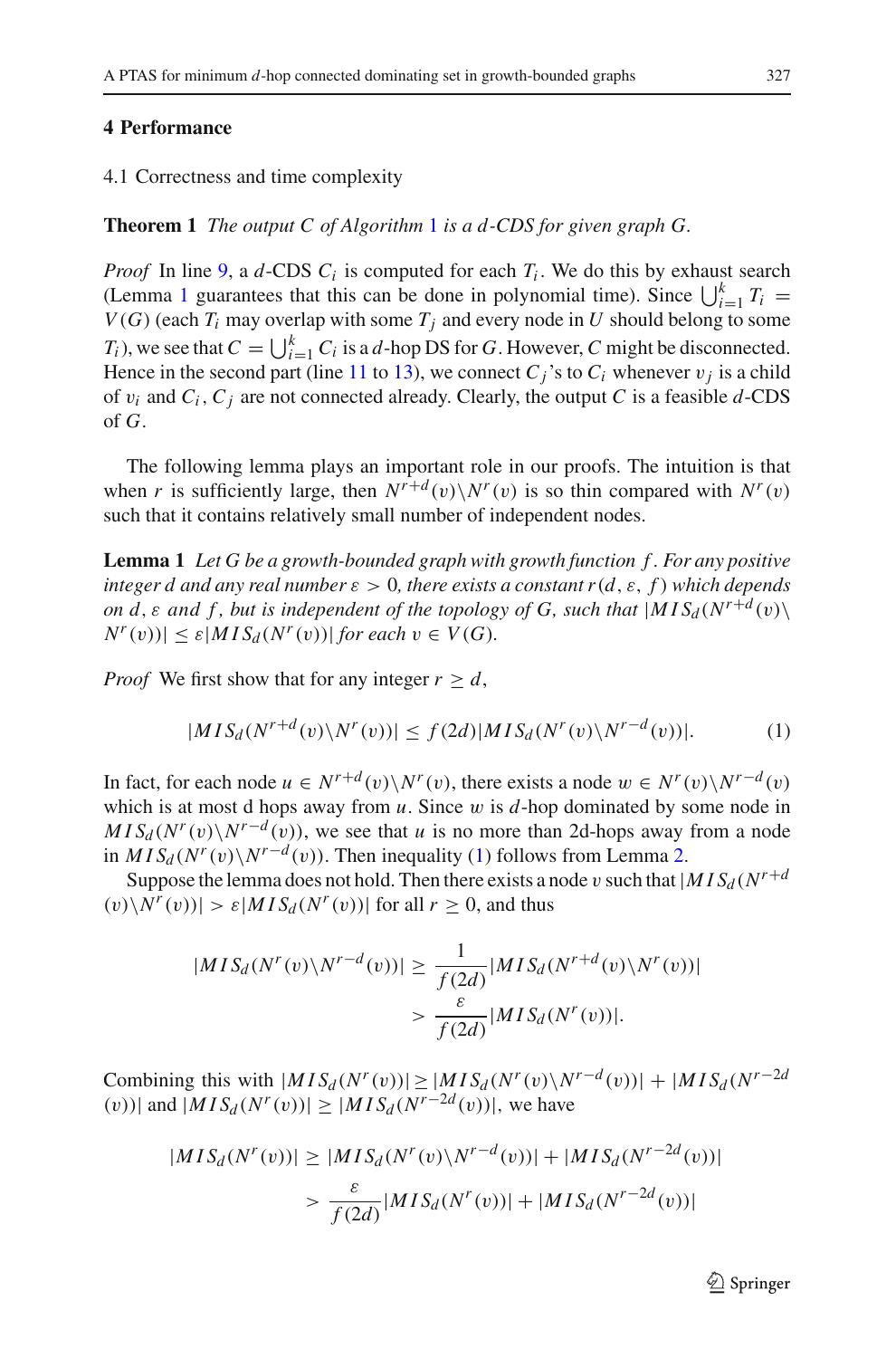## 4 Performance

### 4.1 Correctness and time complexity

**Theorem 1** *The output $C$ of Algorithm 1 is a $d$-CDS for given graph $G$.*

*Proof* In line 9, a $d$-CDS $C_i$ is computed for each $T_i$. We do this by exhaust search (Lemma 1 guarantees that this can be done in polynomial time). Since $\bigcup_{i=1}^{k} T_i = V(G)$ (each $T_i$ may overlap with some $T_j$ and every node in $U$ should belong to some $T_i$), we see that $C = \bigcup_{i=1}^{k} C_i$ is a $d$-hop DS for $G$. However, $C$ might be disconnected. Hence in the second part (line 11 to 13), we connect $C_j$'s to $C_i$ whenever $v_j$ is a child of $v_i$ and $C_i, C_j$ are not connected already. Clearly, the output $C$ is a feasible $d$-CDS of $G$.

The following lemma plays an important role in our proofs. The intuition is that when $r$ is sufficiently large, then $N^{r+d}(v)\backslash N^r(v)$ is so thin compared with $N^r(v)$ such that it contains relatively small number of independent nodes.

**Lemma 1** *Let $G$ be a growth-bounded graph with growth function $f$. For any positive integer $d$ and any real number $\varepsilon > 0$, there exists a constant $r(d, \varepsilon, f)$ which depends on $d$, $\varepsilon$ and $f$, but is independent of the topology of $G$, such that $|MIS_d(N^{r+d}(v)\backslash N^r(v))| \leq \varepsilon |MIS_d(N^r(v))|$ for each $v \in V(G)$.*

*Proof* We first show that for any integer $r \geq d$,

$$|MIS_d(N^{r+d}(v)\backslash N^r(v))| \leq f(2d)|MIS_d(N^r(v)\backslash N^{r-d}(v))|. \tag{1}$$

In fact, for each node $u \in N^{r+d}(v)\backslash N^r(v)$, there exists a node $w \in N^r(v)\backslash N^{r-d}(v)$ which is at most d hops away from $u$. Since $w$ is $d$-hop dominated by some node in $MIS_d(N^r(v)\backslash N^{r-d}(v))$, we see that $u$ is no more than 2d-hops away from a node in $MIS_d(N^r(v)\backslash N^{r-d}(v))$. Then inequality (1) follows from Lemma 2.

Suppose the lemma does not hold. Then there exists a node $v$ such that $|MIS_d(N^{r+d}(v)\backslash N^r(v))| > \varepsilon |MIS_d(N^r(v))|$ for all $r \geq 0$, and thus

$$\begin{aligned}
|MIS_d(N^r(v)\backslash N^{r-d}(v))| &\geq \frac{1}{f(2d)}|MIS_d(N^{r+d}(v)\backslash N^r(v))| \\
&> \frac{\varepsilon}{f(2d)}|MIS_d(N^r(v))|.
\end{aligned}$$

Combining this with $|MIS_d(N^r(v))| \geq |MIS_d(N^r(v)\backslash N^{r-d}(v))| + |MIS_d(N^{r-2d}(v))|$ and $|MIS_d(N^r(v))| \geq |MIS_d(N^{r-2d}(v))|$, we have

$$\begin{aligned}
|MIS_d(N^r(v))| &\geq |MIS_d(N^r(v)\backslash N^{r-d}(v))| + |MIS_d(N^{r-2d}(v))| \\
&> \frac{\varepsilon}{f(2d)}|MIS_d(N^r(v))| + |MIS_d(N^{r-2d}(v))|
\end{aligned}$$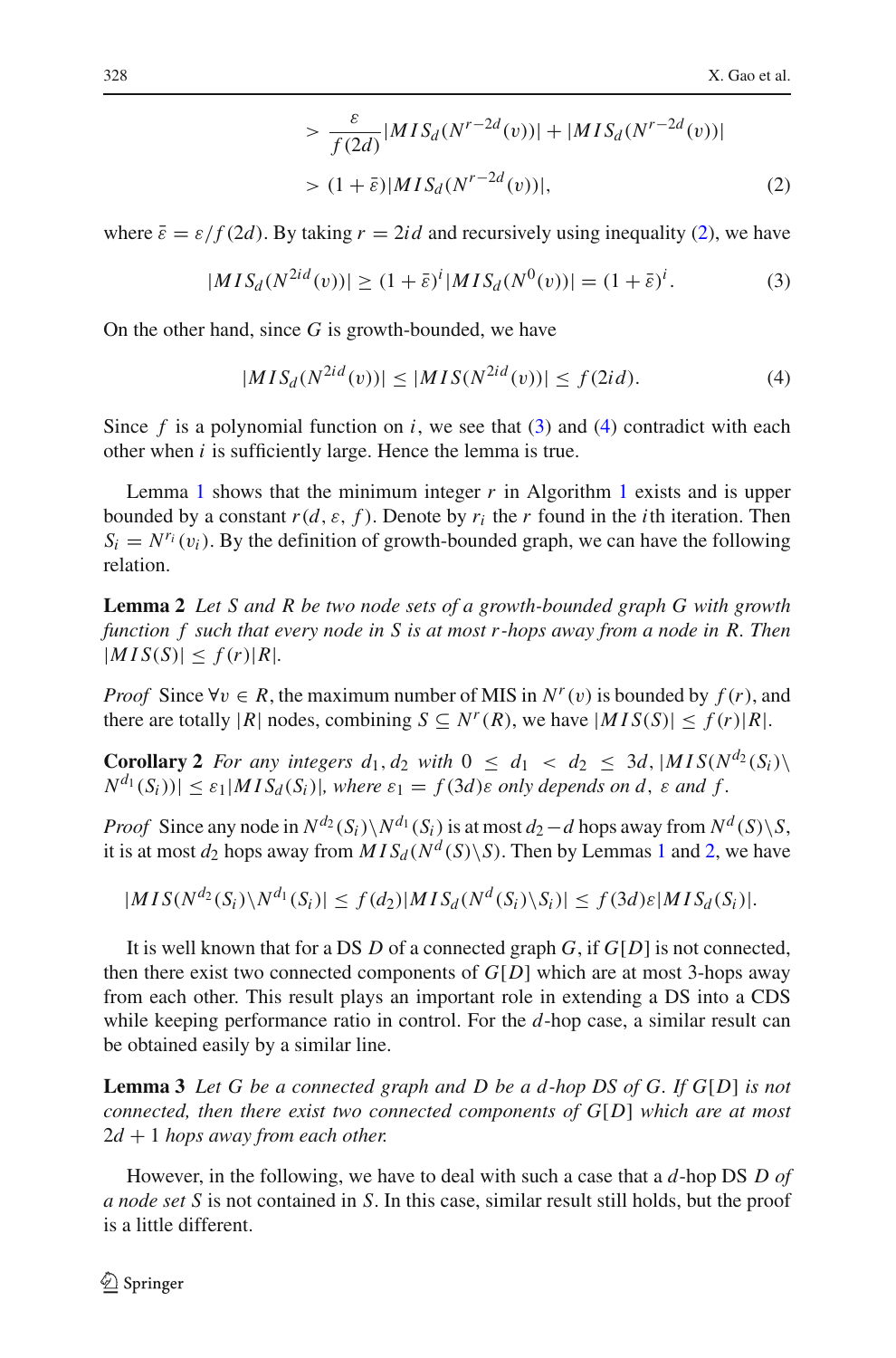$$> \frac{\varepsilon}{f(2d)}|MIS_d(N^{r-2d}(v))| + |MIS_d(N^{r-2d}(v))|$$

$$> (1+\bar{\varepsilon})|MIS_d(N^{r-2d}(v))|, \tag{2}$$

where $\bar{\varepsilon} = \varepsilon/f(2d)$. By taking $r = 2id$ and recursively using inequality (2), we have

$$|MIS_d(N^{2id}(v))| \geq (1+\bar{\varepsilon})^i |MIS_d(N^0(v))| = (1+\bar{\varepsilon})^i. \tag{3}$$

On the other hand, since $G$ is growth-bounded, we have

$$|MIS_d(N^{2id}(v))| \leq |MIS(N^{2id}(v))| \leq f(2id). \tag{4}$$

Since $f$ is a polynomial function on $i$, we see that (3) and (4) contradict with each other when $i$ is sufficiently large. Hence the lemma is true.

Lemma 1 shows that the minimum integer $r$ in Algorithm 1 exists and is upper bounded by a constant $r(d, \varepsilon, f)$. Denote by $r_i$ the $r$ found in the $i$th iteration. Then $S_i = N^{r_i}(v_i)$. By the definition of growth-bounded graph, we can have the following relation.

**Lemma 2** *Let $S$ and $R$ be two node sets of a growth-bounded graph $G$ with growth function $f$ such that every node in $S$ is at most $r$-hops away from a node in $R$. Then $|MIS(S)| \leq f(r)|R|$.*

*Proof* Since $\forall v \in R$, the maximum number of MIS in $N^r(v)$ is bounded by $f(r)$, and there are totally $|R|$ nodes, combining $S \subseteq N^r(R)$, we have $|MIS(S)| \leq f(r)|R|$.

**Corollary 2** *For any integers $d_1, d_2$ with $0 \leq d_1 < d_2 \leq 3d$, $|MIS(N^{d_2}(S_i)\setminus N^{d_1}(S_i))| \leq \varepsilon_1 |MIS_d(S_i)|$, where $\varepsilon_1 = f(3d)\varepsilon$ only depends on $d$, $\varepsilon$ and $f$.*

*Proof* Since any node in $N^{d_2}(S_i)\setminus N^{d_1}(S_i)$ is at most $d_2 - d$ hops away from $N^d(S)\setminus S$, it is at most $d_2$ hops away from $MIS_d(N^d(S)\setminus S)$. Then by Lemmas 1 and 2, we have

$$|MIS(N^{d_2}(S_i)\setminus N^{d_1}(S_i)| \leq f(d_2)|MIS_d(N^d(S_i)\setminus S_i)| \leq f(3d)\varepsilon |MIS_d(S_i)|.$$

It is well known that for a DS $D$ of a connected graph $G$, if $G[D]$ is not connected, then there exist two connected components of $G[D]$ which are at most 3-hops away from each other. This result plays an important role in extending a DS into a CDS while keeping performance ratio in control. For the $d$-hop case, a similar result can be obtained easily by a similar line.

**Lemma 3** *Let $G$ be a connected graph and $D$ be a $d$-hop DS of $G$. If $G[D]$ is not connected, then there exist two connected components of $G[D]$ which are at most $2d+1$ hops away from each other.*

However, in the following, we have to deal with such a case that a $d$-hop DS $D$ *of a node set $S$* is not contained in $S$. In this case, similar result still holds, but the proof is a little different.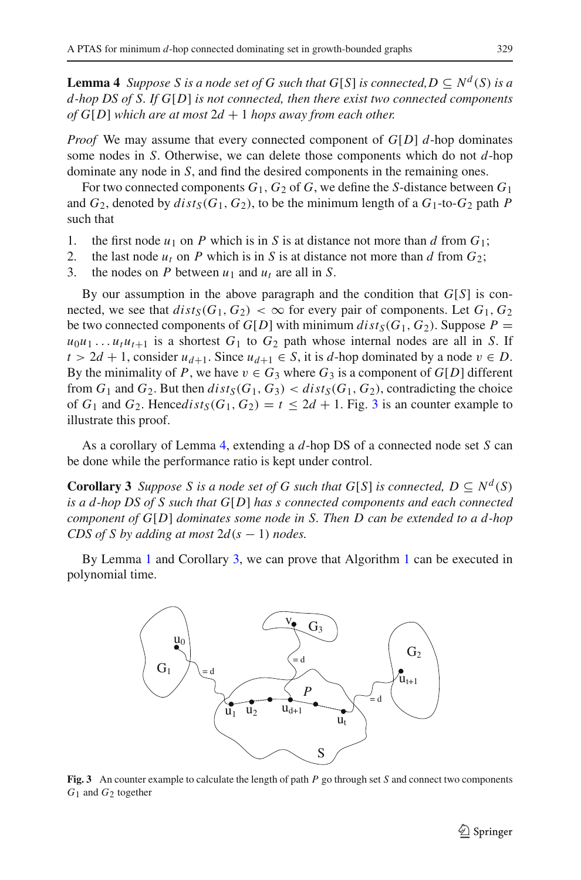**Lemma 4** *Suppose $S$ is a node set of $G$ such that $G[S]$ is connected, $D \subseteq N^d(S)$ is a $d$-hop DS of $S$. If $G[D]$ is not connected, then there exist two connected components of $G[D]$ which are at most $2d+1$ hops away from each other.*

*Proof* We may assume that every connected component of $G[D]$ $d$-hop dominates some nodes in $S$. Otherwise, we can delete those components which do not $d$-hop dominate any node in $S$, and find the desired components in the remaining ones.

For two connected components $G_1, G_2$ of $G$, we define the $S$-distance between $G_1$ and $G_2$, denoted by $dist_S(G_1, G_2)$, to be the minimum length of a $G_1$-to-$G_2$ path $P$ such that

1. the first node $u_1$ on $P$ which is in $S$ is at distance not more than $d$ from $G_1$;
2. the last node $u_t$ on $P$ which is in $S$ is at distance not more than $d$ from $G_2$;
3. the nodes on $P$ between $u_1$ and $u_t$ are all in $S$.

By our assumption in the above paragraph and the condition that $G[S]$ is connected, we see that $dist_S(G_1, G_2) < \infty$ for every pair of components. Let $G_1, G_2$ be two connected components of $G[D]$ with minimum $dist_S(G_1, G_2)$. Suppose $P = u_0 u_1 \ldots u_t u_{t+1}$ is a shortest $G_1$ to $G_2$ path whose internal nodes are all in $S$. If $t > 2d+1$, consider $u_{d+1}$. Since $u_{d+1} \in S$, it is $d$-hop dominated by a node $v \in D$. By the minimality of $P$, we have $v \in G_3$ where $G_3$ is a component of $G[D]$ different from $G_1$ and $G_2$. But then $dist_S(G_1, G_3) < dist_S(G_1, G_2)$, contradicting the choice of $G_1$ and $G_2$. Hence$dist_S(G_1, G_2) = t \leq 2d+1$. Fig. 3 is an counter example to illustrate this proof.

As a corollary of Lemma 4, extending a $d$-hop DS of a connected node set $S$ can be done while the performance ratio is kept under control.

**Corollary 3** *Suppose $S$ is a node set of $G$ such that $G[S]$ is connected, $D \subseteq N^d(S)$ is a $d$-hop DS of $S$ such that $G[D]$ has $s$ connected components and each connected component of $G[D]$ dominates some node in $S$. Then $D$ can be extended to a $d$-hop CDS of $S$ by adding at most $2d(s-1)$ nodes.*

By Lemma 1 and Corollary 3, we can prove that Algorithm 1 can be executed in polynomial time.

v
G3
u0
G1
= d
= d
G2
u_{t+1}
P
= d
u1 u2 u_{d+1}
u_t
S

**Fig. 3** An counter example to calculate the length of path $P$ go through set $S$ and connect two components $G_1$ and $G_2$ together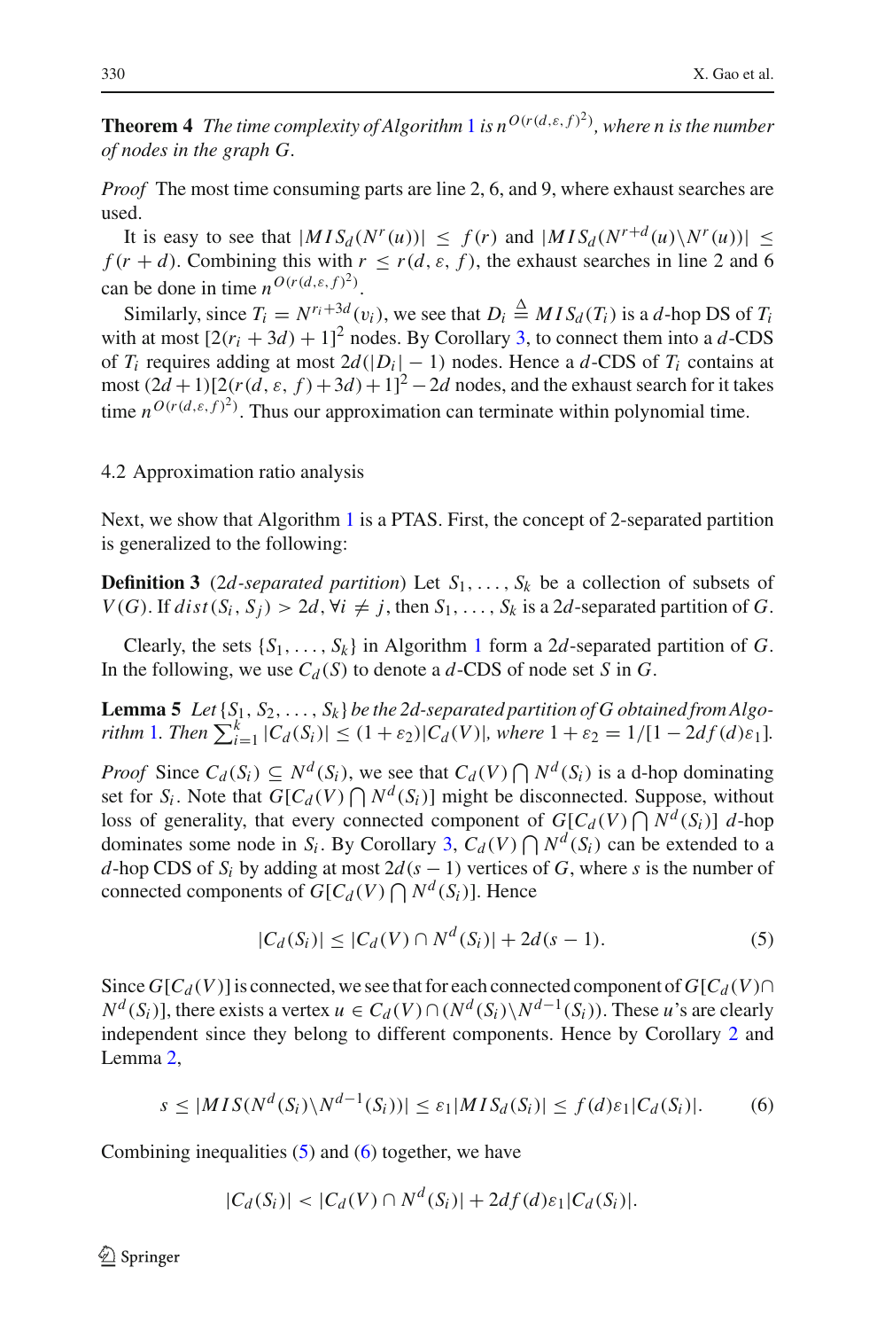**Theorem 4** *The time complexity of Algorithm 1 is $n^{O(r(d,\varepsilon,f)^2)}$, where n is the number of nodes in the graph G.*

*Proof* The most time consuming parts are line 2, 6, and 9, where exhaust searches are used.

It is easy to see that $|MIS_d(N^r(u))| \leq f(r)$ and $|MIS_d(N^{r+d}(u)\backslash N^r(u))| \leq f(r+d)$. Combining this with $r \leq r(d,\varepsilon,f)$, the exhaust searches in line 2 and 6 can be done in time $n^{O(r(d,\varepsilon,f)^2)}$.

Similarly, since $T_i = N^{r_i+3d}(v_i)$, we see that $D_i \triangleq MIS_d(T_i)$ is a $d$-hop DS of $T_i$ with at most $[2(r_i+3d)+1]^2$ nodes. By Corollary 3, to connect them into a $d$-CDS of $T_i$ requires adding at most $2d(|D_i|-1)$ nodes. Hence a $d$-CDS of $T_i$ contains at most $(2d+1)[2(r(d,\varepsilon,f)+3d)+1]^2 - 2d$ nodes, and the exhaust search for it takes time $n^{O(r(d,\varepsilon,f)^2)}$. Thus our approximation can terminate within polynomial time.

## 4.2 Approximation ratio analysis

Next, we show that Algorithm 1 is a PTAS. First, the concept of 2-separated partition is generalized to the following:

**Definition 3** ($2d$*-separated partition*) Let $S_1,\ldots,S_k$ be a collection of subsets of $V(G)$. If $dist(S_i,S_j) > 2d, \forall i \neq j$, then $S_1,\ldots,S_k$ is a $2d$-separated partition of $G$.

Clearly, the sets $\{S_1,\ldots,S_k\}$ in Algorithm 1 form a $2d$-separated partition of $G$. In the following, we use $C_d(S)$ to denote a $d$-CDS of node set $S$ in $G$.

**Lemma 5** *Let $\{S_1,S_2,\ldots,S_k\}$ be the 2d-separated partition of G obtained from Algorithm 1. Then $\sum_{i=1}^k |C_d(S_i)| \leq (1+\varepsilon_2)|C_d(V)|$, where $1+\varepsilon_2 = 1/[1-2df(d)\varepsilon_1]$.*

*Proof* Since $C_d(S_i) \subseteq N^d(S_i)$, we see that $C_d(V) \bigcap N^d(S_i)$ is a d-hop dominating set for $S_i$. Note that $G[C_d(V) \bigcap N^d(S_i)]$ might be disconnected. Suppose, without loss of generality, that every connected component of $G[C_d(V) \bigcap N^d(S_i)]$ $d$-hop dominates some node in $S_i$. By Corollary 3, $C_d(V) \bigcap N^d(S_i)$ can be extended to a $d$-hop CDS of $S_i$ by adding at most $2d(s-1)$ vertices of $G$, where $s$ is the number of connected components of $G[C_d(V) \bigcap N^d(S_i)]$. Hence

$$|C_d(S_i)| \leq |C_d(V) \cap N^d(S_i)| + 2d(s-1). \tag{5}$$

Since $G[C_d(V)]$ is connected, we see that for each connected component of $G[C_d(V) \cap N^d(S_i)]$, there exists a vertex $u \in C_d(V) \cap (N^d(S_i)\backslash N^{d-1}(S_i))$. These $u$'s are clearly independent since they belong to different components. Hence by Corollary 2 and Lemma 2,

$$s \leq |MIS(N^d(S_i)\backslash N^{d-1}(S_i))| \leq \varepsilon_1 |MIS_d(S_i)| \leq f(d)\varepsilon_1 |C_d(S_i)|. \tag{6}$$

Combining inequalities (5) and (6) together, we have

$$|C_d(S_i)| < |C_d(V) \cap N^d(S_i)| + 2df(d)\varepsilon_1 |C_d(S_i)|.$$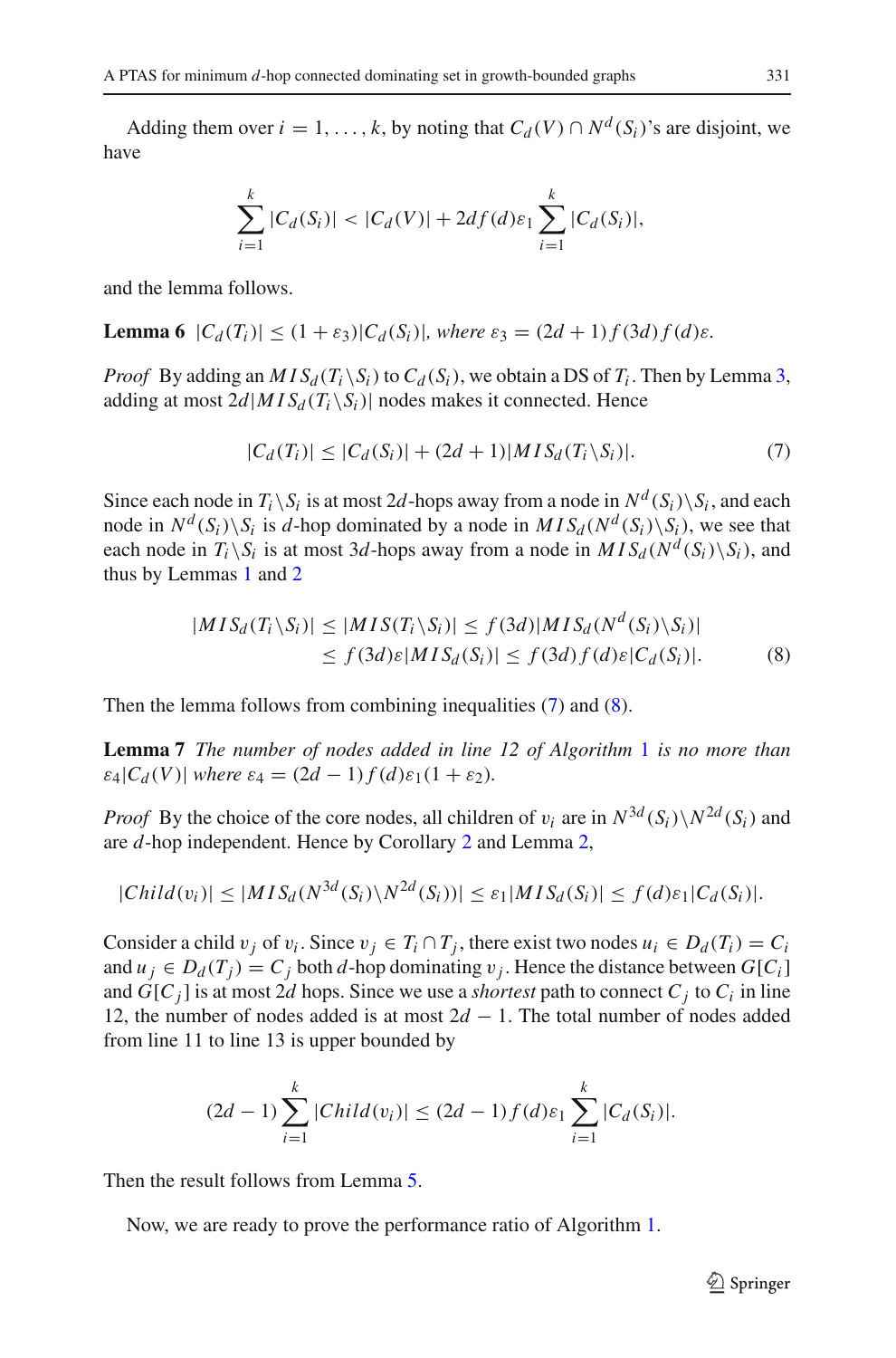Adding them over $i = 1, \ldots, k$, by noting that $C_d(V) \cap N^d(S_i)$'s are disjoint, we have

$$\sum_{i=1}^{k} |C_d(S_i)| < |C_d(V)| + 2df(d)\varepsilon_1 \sum_{i=1}^{k} |C_d(S_i)|,$$

and the lemma follows.

**Lemma 6** *$|C_d(T_i)| \le (1 + \varepsilon_3)|C_d(S_i)|$, where $\varepsilon_3 = (2d+1)f(3d)f(d)\varepsilon$.*

*Proof* By adding an $MIS_d(T_i \backslash S_i)$ to $C_d(S_i)$, we obtain a DS of $T_i$. Then by Lemma 3, adding at most $2d|MIS_d(T_i \backslash S_i)|$ nodes makes it connected. Hence

$$|C_d(T_i)| \le |C_d(S_i)| + (2d+1)|MIS_d(T_i \backslash S_i)|. \tag{7}$$

Since each node in $T_i \backslash S_i$ is at most $2d$-hops away from a node in $N^d(S_i) \backslash S_i$, and each node in $N^d(S_i) \backslash S_i$ is $d$-hop dominated by a node in $MIS_d(N^d(S_i) \backslash S_i)$, we see that each node in $T_i \backslash S_i$ is at most $3d$-hops away from a node in $MIS_d(N^d(S_i) \backslash S_i)$, and thus by Lemmas 1 and 2

$$\begin{aligned} |MIS_d(T_i \backslash S_i)| &\le |MIS(T_i \backslash S_i)| \le f(3d)|MIS_d(N^d(S_i) \backslash S_i)| \\ &\le f(3d)\varepsilon |MIS_d(S_i)| \le f(3d)f(d)\varepsilon |C_d(S_i)|. \end{aligned} \tag{8}$$

Then the lemma follows from combining inequalities (7) and (8).

**Lemma 7** *The number of nodes added in line 12 of Algorithm 1 is no more than $\varepsilon_4 |C_d(V)|$ where $\varepsilon_4 = (2d-1)f(d)\varepsilon_1(1+\varepsilon_2)$.*

*Proof* By the choice of the core nodes, all children of $v_i$ are in $N^{3d}(S_i) \backslash N^{2d}(S_i)$ and are $d$-hop independent. Hence by Corollary 2 and Lemma 2,

$$|Child(v_i)| \le |MIS_d(N^{3d}(S_i) \backslash N^{2d}(S_i))| \le \varepsilon_1 |MIS_d(S_i)| \le f(d)\varepsilon_1 |C_d(S_i)|.$$

Consider a child $v_j$ of $v_i$. Since $v_j \in T_i \cap T_j$, there exist two nodes $u_i \in D_d(T_i) = C_i$ and $u_j \in D_d(T_j) = C_j$ both $d$-hop dominating $v_j$. Hence the distance between $G[C_i]$ and $G[C_j]$ is at most $2d$ hops. Since we use a *shortest* path to connect $C_j$ to $C_i$ in line 12, the number of nodes added is at most $2d - 1$. The total number of nodes added from line 11 to line 13 is upper bounded by

$$(2d-1)\sum_{i=1}^{k} |Child(v_i)| \le (2d-1)f(d)\varepsilon_1 \sum_{i=1}^{k} |C_d(S_i)|.$$

Then the result follows from Lemma 5.

Now, we are ready to prove the performance ratio of Algorithm 1.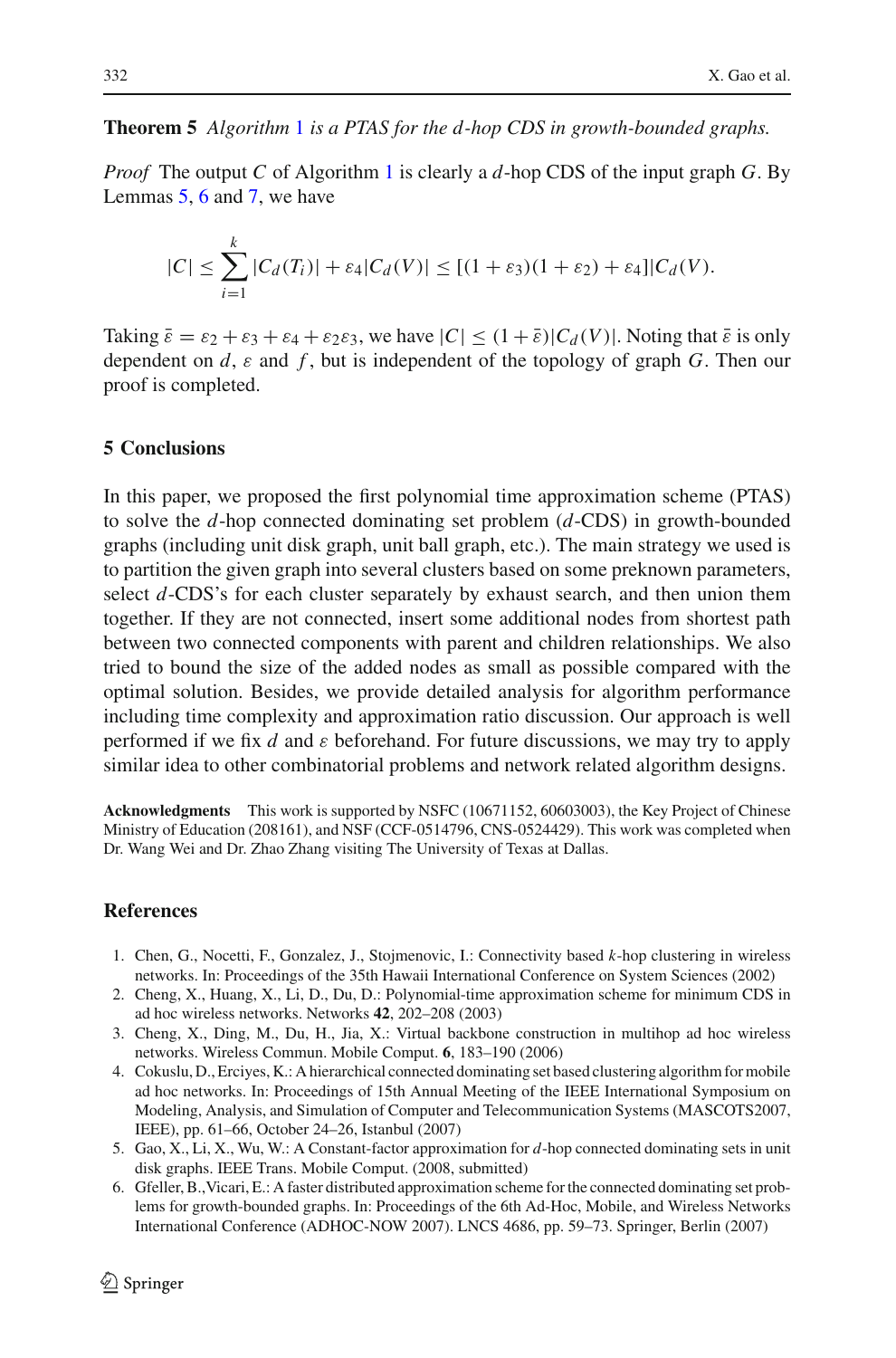**Theorem 5** *Algorithm 1 is a PTAS for the $d$-hop CDS in growth-bounded graphs.*

*Proof* The output $C$ of Algorithm 1 is clearly a $d$-hop CDS of the input graph $G$. By Lemmas 5, 6 and 7, we have

$$|C| \leq \sum_{i=1}^{k} |C_d(T_i)| + \varepsilon_4 |C_d(V)| \leq [(1+\varepsilon_3)(1+\varepsilon_2) + \varepsilon_4]|C_d(V).$$

Taking $\bar{\varepsilon} = \varepsilon_2 + \varepsilon_3 + \varepsilon_4 + \varepsilon_2\varepsilon_3$, we have $|C| \leq (1+\bar{\varepsilon})|C_d(V)|$. Noting that $\bar{\varepsilon}$ is only dependent on $d$, $\varepsilon$ and $f$, but is independent of the topology of graph $G$. Then our proof is completed.

## 5 Conclusions

In this paper, we proposed the first polynomial time approximation scheme (PTAS) to solve the $d$-hop connected dominating set problem ($d$-CDS) in growth-bounded graphs (including unit disk graph, unit ball graph, etc.). The main strategy we used is to partition the given graph into several clusters based on some preknown parameters, select $d$-CDS's for each cluster separately by exhaust search, and then union them together. If they are not connected, insert some additional nodes from shortest path between two connected components with parent and children relationships. We also tried to bound the size of the added nodes as small as possible compared with the optimal solution. Besides, we provide detailed analysis for algorithm performance including time complexity and approximation ratio discussion. Our approach is well performed if we fix $d$ and $\varepsilon$ beforehand. For future discussions, we may try to apply similar idea to other combinatorial problems and network related algorithm designs.

**Acknowledgments** This work is supported by NSFC (10671152, 60603003), the Key Project of Chinese Ministry of Education (208161), and NSF (CCF-0514796, CNS-0524429). This work was completed when Dr. Wang Wei and Dr. Zhao Zhang visiting The University of Texas at Dallas.

## References

1. Chen, G., Nocetti, F., Gonzalez, J., Stojmenovic, I.: Connectivity based $k$-hop clustering in wireless networks. In: Proceedings of the 35th Hawaii International Conference on System Sciences (2002)
2. Cheng, X., Huang, X., Li, D., Du, D.: Polynomial-time approximation scheme for minimum CDS in ad hoc wireless networks. Networks **42**, 202–208 (2003)
3. Cheng, X., Ding, M., Du, H., Jia, X.: Virtual backbone construction in multihop ad hoc wireless networks. Wireless Commun. Mobile Comput. **6**, 183–190 (2006)
4. Cokuslu, D., Erciyes, K.: A hierarchical connected dominating set based clustering algorithm for mobile ad hoc networks. In: Proceedings of 15th Annual Meeting of the IEEE International Symposium on Modeling, Analysis, and Simulation of Computer and Telecommunication Systems (MASCOTS2007, IEEE), pp. 61–66, October 24–26, Istanbul (2007)
5. Gao, X., Li, X., Wu, W.: A Constant-factor approximation for $d$-hop connected dominating sets in unit disk graphs. IEEE Trans. Mobile Comput. (2008, submitted)
6. Gfeller, B., Vicari, E.: A faster distributed approximation scheme for the connected dominating set problems for growth-bounded graphs. In: Proceedings of the 6th Ad-Hoc, Mobile, and Wireless Networks International Conference (ADHOC-NOW 2007). LNCS 4686, pp. 59–73. Springer, Berlin (2007)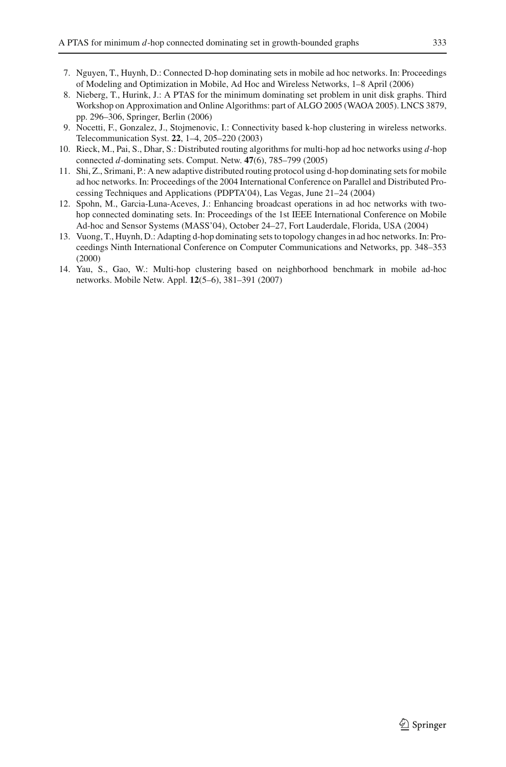7. Nguyen, T., Huynh, D.: Connected D-hop dominating sets in mobile ad hoc networks. In: Proceedings of Modeling and Optimization in Mobile, Ad Hoc and Wireless Networks, 1–8 April (2006)
8. Nieberg, T., Hurink, J.: A PTAS for the minimum dominating set problem in unit disk graphs. Third Workshop on Approximation and Online Algorithms: part of ALGO 2005 (WAOA 2005). LNCS 3879, pp. 296–306, Springer, Berlin (2006)
9. Nocetti, F., Gonzalez, J., Stojmenovic, I.: Connectivity based k-hop clustering in wireless networks. Telecommunication Syst. **22**, 1–4, 205–220 (2003)
10. Rieck, M., Pai, S., Dhar, S.: Distributed routing algorithms for multi-hop ad hoc networks using $d$-hop connected $d$-dominating sets. Comput. Netw. **47**(6), 785–799 (2005)
11. Shi, Z., Srimani, P.: A new adaptive distributed routing protocol using d-hop dominating sets for mobile ad hoc networks. In: Proceedings of the 2004 International Conference on Parallel and Distributed Processing Techniques and Applications (PDPTA'04), Las Vegas, June 21–24 (2004)
12. Spohn, M., Garcia-Luna-Aceves, J.: Enhancing broadcast operations in ad hoc networks with two-hop connected dominating sets. In: Proceedings of the 1st IEEE International Conference on Mobile Ad-hoc and Sensor Systems (MASS'04), October 24–27, Fort Lauderdale, Florida, USA (2004)
13. Vuong, T., Huynh, D.: Adapting d-hop dominating sets to topology changes in ad hoc networks. In: Proceedings Ninth International Conference on Computer Communications and Networks, pp. 348–353 (2000)
14. Yau, S., Gao, W.: Multi-hop clustering based on neighborhood benchmark in mobile ad-hoc networks. Mobile Netw. Appl. **12**(5–6), 381–391 (2007)